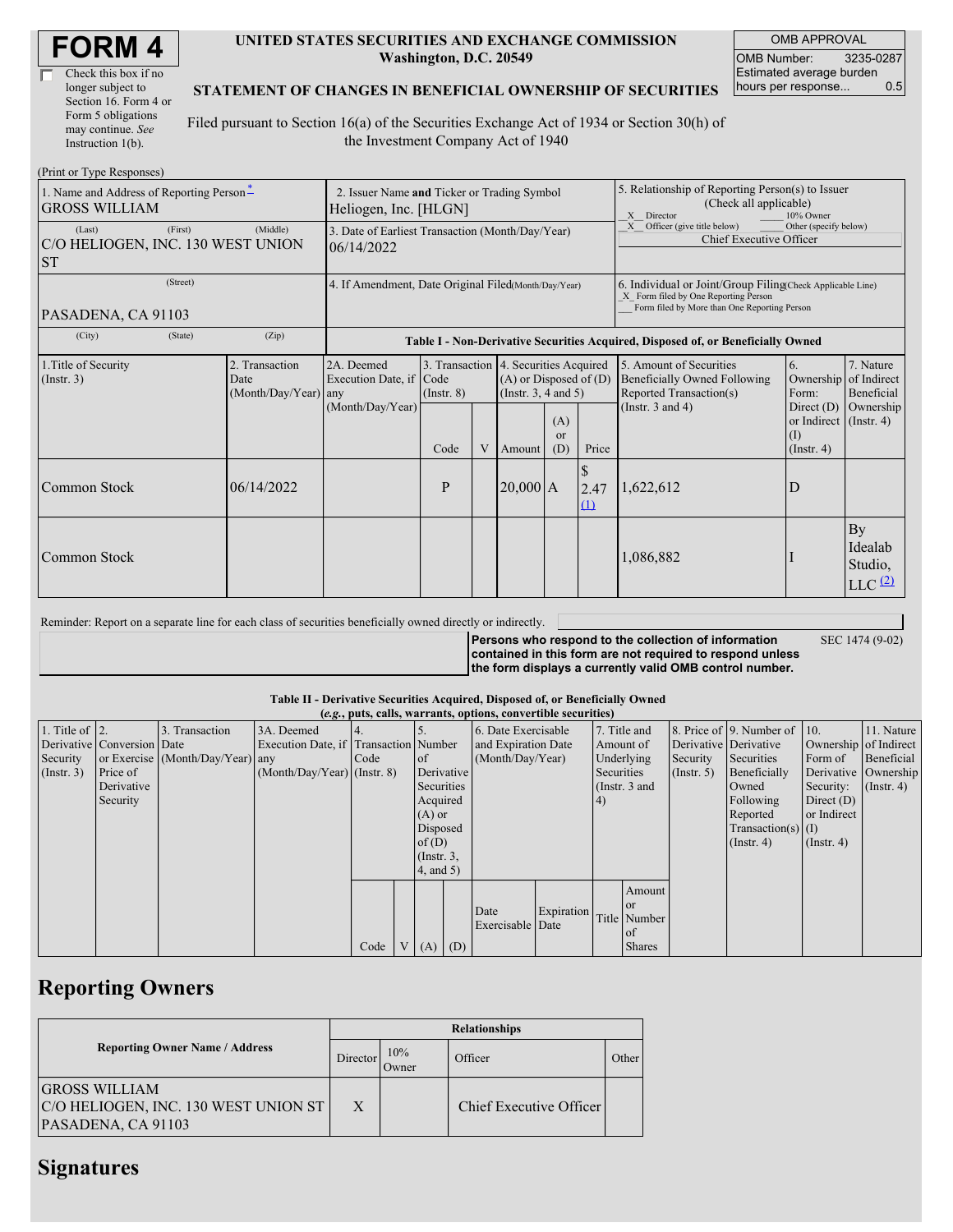# FORM 4

☐ Check this box if no longer subject to Section 16. Form 4 or Form 5 obligations may continue. *See* Instruction 1(b).

**UNITED STATES SECURITIES AND EXCHANGE COMMISSION**
**Washington, D.C. 20549**

**STATEMENT OF CHANGES IN BENEFICIAL OWNERSHIP OF SECURITIES**

Filed pursuant to Section 16(a) of the Securities Exchange Act of 1934 or Section 30(h) of the Investment Company Act of 1940

| OMB APPROVAL | |
|---|---|
| OMB Number: | 3235-0287 |
| Estimated average burden hours per response... | 0.5 |

(Print or Type Responses)

| | | |
|---|---|---|
| 1. Name and Address of Reporting Person* GROSS WILLIAM | 2. Issuer Name **and** Ticker or Trading Symbol Heliogen, Inc. [HLGN] | 5. Relationship of Reporting Person(s) to Issuer (Check all applicable) _X_ Director ___ 10% Owner _X_ Officer (give title below) ___ Other (specify below) Chief Executive Officer |
| (Last) (First) (Middle) C/O HELIOGEN, INC. 130 WEST UNION ST | 3. Date of Earliest Transaction (Month/Day/Year) 06/14/2022 | |
| (Street) PASADENA, CA 91103 (City) (State) (Zip) | 4. If Amendment, Date Original Filed(Month/Day/Year) | 6. Individual or Joint/Group Filing(Check Applicable Line) _X_ Form filed by One Reporting Person ___ Form filed by More than One Reporting Person |

**Table I - Non-Derivative Securities Acquired, Disposed of, or Beneficially Owned**

| 1.Title of Security (Instr. 3) | 2. Transaction Date (Month/Day/Year) | 2A. Deemed Execution Date, if any (Month/Day/Year) | 3. Transaction Code (Instr. 8) | | 4. Securities Acquired (A) or Disposed of (D) (Instr. 3, 4 and 5) | | | 5. Amount of Securities Beneficially Owned Following Reported Transaction(s) (Instr. 3 and 4) | 6. Ownership Form: Direct (D) or Indirect (I) (Instr. 4) | 7. Nature of Indirect Beneficial Ownership (Instr. 4) |
|---|---|---|---|---|---|---|---|---|---|---|
| | | | Code | V | Amount | (A) or (D) | Price | | | |
| Common Stock | 06/14/2022 | | P | | 20,000 | A | $ 2.47 (1) | 1,622,612 | D | |
| Common Stock | | | | | | | | 1,086,882 | I | By Idealab Studio, LLC (2) |

Reminder: Report on a separate line for each class of securities beneficially owned directly or indirectly.

**Persons who respond to the collection of information contained in this form are not required to respond unless the form displays a currently valid OMB control number.** SEC 1474 (9-02)

**Table II - Derivative Securities Acquired, Disposed of, or Beneficially Owned**
**(*e.g.*, puts, calls, warrants, options, convertible securities)**

| 1. Title of Derivative Security (Instr. 3) | 2. Conversion or Exercise Price of Derivative Security | 3. Transaction Date (Month/Day/Year) | 3A. Deemed Execution Date, if any (Month/Day/Year) | 4. Transaction Code (Instr. 8) | | 5. Number of Derivative Securities Acquired (A) or Disposed of (D) (Instr. 3, 4, and 5) | | 6. Date Exercisable and Expiration Date (Month/Day/Year) | | 7. Title and Amount of Underlying Securities (Instr. 3 and 4) | | 8. Price of Derivative Security (Instr. 5) | 9. Number of Derivative Securities Beneficially Owned Following Reported Transaction(s) (Instr. 4) | 10. Ownership Form of Derivative Security: Direct (D) or Indirect (I) (Instr. 4) | 11. Nature of Indirect Beneficial Ownership (Instr. 4) |
|---|---|---|---|---|---|---|---|---|---|---|---|---|---|---|---|
| | | | | Code | V | (A) | (D) | Date Exercisable | Expiration Date | Title | Amount or Number of Shares | | | | |

## Reporting Owners

| Reporting Owner Name / Address | Relationships | | | |
|---|---|---|---|---|
| | Director | 10% Owner | Officer | Other |
| GROSS WILLIAM C/O HELIOGEN, INC. 130 WEST UNION ST PASADENA, CA 91103 | X | | Chief Executive Officer | |

## Signatures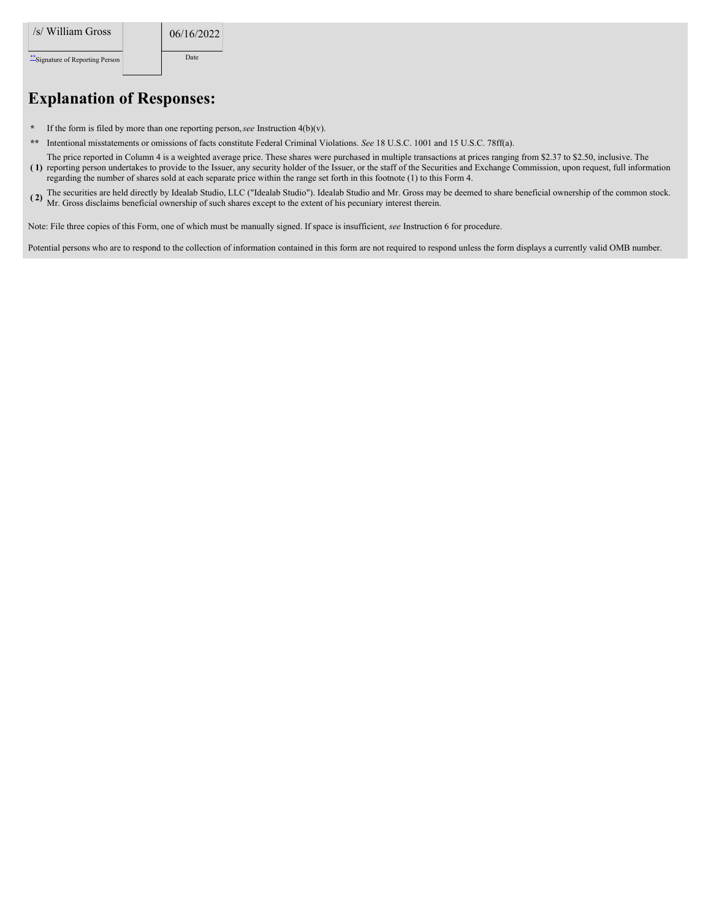| /s/ William Gross | | 06/16/2022 |
| --- | --- | --- |
| ** Signature of Reporting Person | | Date |

# Explanation of Responses:

- \* If the form is filed by more than one reporting person, *see* Instruction 4(b)(v).
- \** Intentional misstatements or omissions of facts constitute Federal Criminal Violations. *See* 18 U.S.C. 1001 and 15 U.S.C. 78ff(a).
- **( 1)** The price reported in Column 4 is a weighted average price. These shares were purchased in multiple transactions at prices ranging from $2.37 to $2.50, inclusive. The reporting person undertakes to provide to the Issuer, any security holder of the Issuer, or the staff of the Securities and Exchange Commission, upon request, full information regarding the number of shares sold at each separate price within the range set forth in this footnote (1) to this Form 4.
- **( 2)** The securities are held directly by Idealab Studio, LLC ("Idealab Studio"). Idealab Studio and Mr. Gross may be deemed to share beneficial ownership of the common stock. Mr. Gross disclaims beneficial ownership of such shares except to the extent of his pecuniary interest therein.

Note: File three copies of this Form, one of which must be manually signed. If space is insufficient, *see* Instruction 6 for procedure.

Potential persons who are to respond to the collection of information contained in this form are not required to respond unless the form displays a currently valid OMB number.